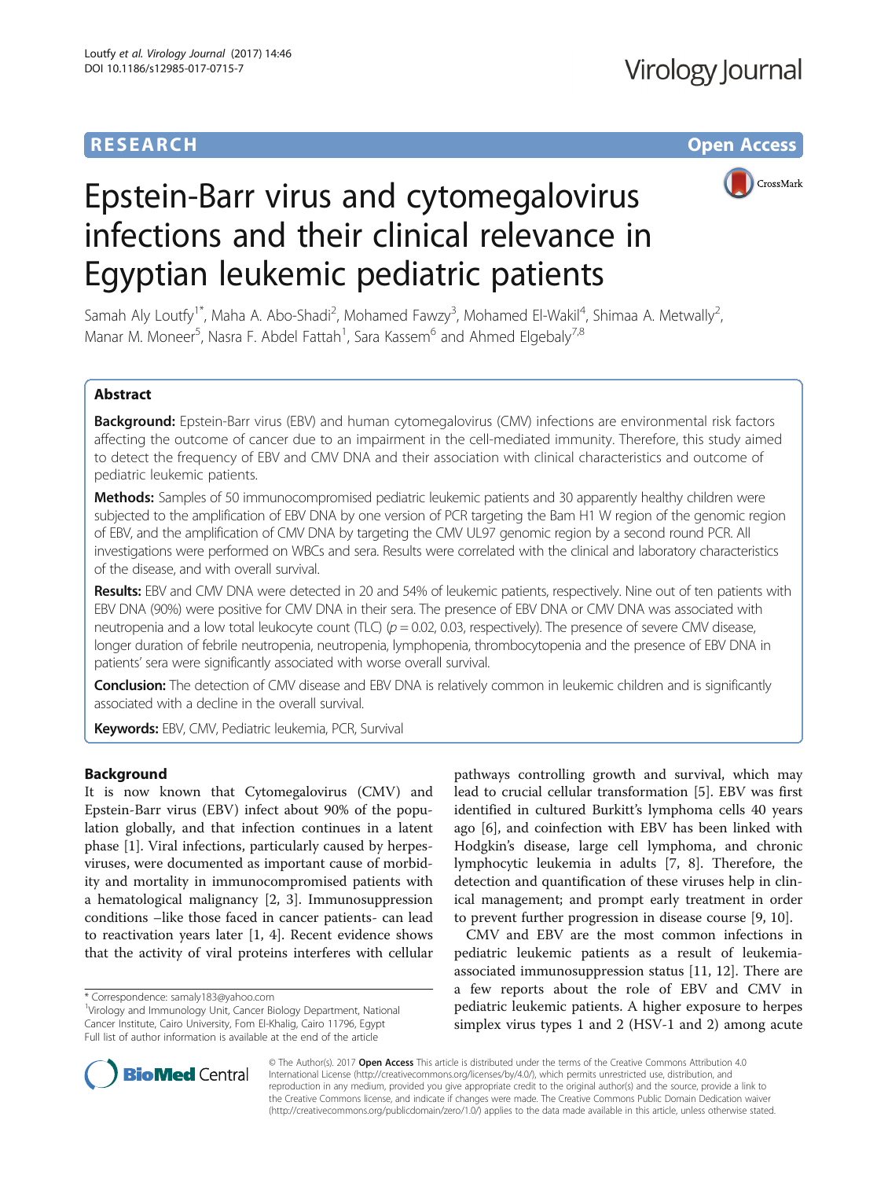RESEARCH Open Access

# Epstein-Barr virus and cytomegalovirus infections and their clinical relevance in Egyptian leukemic pediatric patients

Samah Aly Loutfy[1*], Maha A. Abo-Shadi[2], Mohamed Fawzy[3], Mohamed El-Wakil[4], Shimaa A. Metwally[2], Manar M. Moneer[5], Nasra F. Abdel Fattah[1], Sara Kassem[6] and Ahmed Elgebaly[7,8]

## Abstract

**Background:** Epstein-Barr virus (EBV) and human cytomegalovirus (CMV) infections are environmental risk factors affecting the outcome of cancer due to an impairment in the cell-mediated immunity. Therefore, this study aimed to detect the frequency of EBV and CMV DNA and their association with clinical characteristics and outcome of pediatric leukemic patients.

**Methods:** Samples of 50 immunocompromised pediatric leukemic patients and 30 apparently healthy children were subjected to the amplification of EBV DNA by one version of PCR targeting the Bam H1 W region of the genomic region of EBV, and the amplification of CMV DNA by targeting the CMV UL97 genomic region by a second round PCR. All investigations were performed on WBCs and sera. Results were correlated with the clinical and laboratory characteristics of the disease, and with overall survival.

**Results:** EBV and CMV DNA were detected in 20 and 54% of leukemic patients, respectively. Nine out of ten patients with EBV DNA (90%) were positive for CMV DNA in their sera. The presence of EBV DNA or CMV DNA was associated with neutropenia and a low total leukocyte count (TLC) ($p = 0.02$, $0.03$, respectively). The presence of severe CMV disease, longer duration of febrile neutropenia, neutropenia, lymphopenia, thrombocytopenia and the presence of EBV DNA in patients' sera were significantly associated with worse overall survival.

**Conclusion:** The detection of CMV disease and EBV DNA is relatively common in leukemic children and is significantly associated with a decline in the overall survival.

**Keywords:** EBV, CMV, Pediatric leukemia, PCR, Survival

## Background

It is now known that Cytomegalovirus (CMV) and Epstein-Barr virus (EBV) infect about 90% of the population globally, and that infection continues in a latent phase [1]. Viral infections, particularly caused by herpesviruses, were documented as important cause of morbidity and mortality in immunocompromised patients with a hematological malignancy [2, 3]. Immunosuppression conditions –like those faced in cancer patients- can lead to reactivation years later [1, 4]. Recent evidence shows that the activity of viral proteins interferes with cellular pathways controlling growth and survival, which may lead to crucial cellular transformation [5]. EBV was first identified in cultured Burkitt's lymphoma cells 40 years ago [6], and coinfection with EBV has been linked with Hodgkin's disease, large cell lymphoma, and chronic lymphocytic leukemia in adults [7, 8]. Therefore, the detection and quantification of these viruses help in clinical management; and prompt early treatment in order to prevent further progression in disease course [9, 10].

CMV and EBV are the most common infections in pediatric leukemic patients as a result of leukemia-associated immunosuppression status [11, 12]. There are a few reports about the role of EBV and CMV in pediatric leukemic patients. A higher exposure to herpes simplex virus types 1 and 2 (HSV-1 and 2) among acute

\* Correspondence: samaly183@yahoo.com
[1]Virology and Immunology Unit, Cancer Biology Department, National Cancer Institute, Cairo University, Fom El-Khalig, Cairo 11796, Egypt
Full list of author information is available at the end of the article

© The Author(s). 2017 **Open Access** This article is distributed under the terms of the Creative Commons Attribution 4.0 International License (http://creativecommons.org/licenses/by/4.0/), which permits unrestricted use, distribution, and reproduction in any medium, provided you give appropriate credit to the original author(s) and the source, provide a link to the Creative Commons license, and indicate if changes were made. The Creative Commons Public Domain Dedication waiver (http://creativecommons.org/publicdomain/zero/1.0/) applies to the data made available in this article, unless otherwise stated.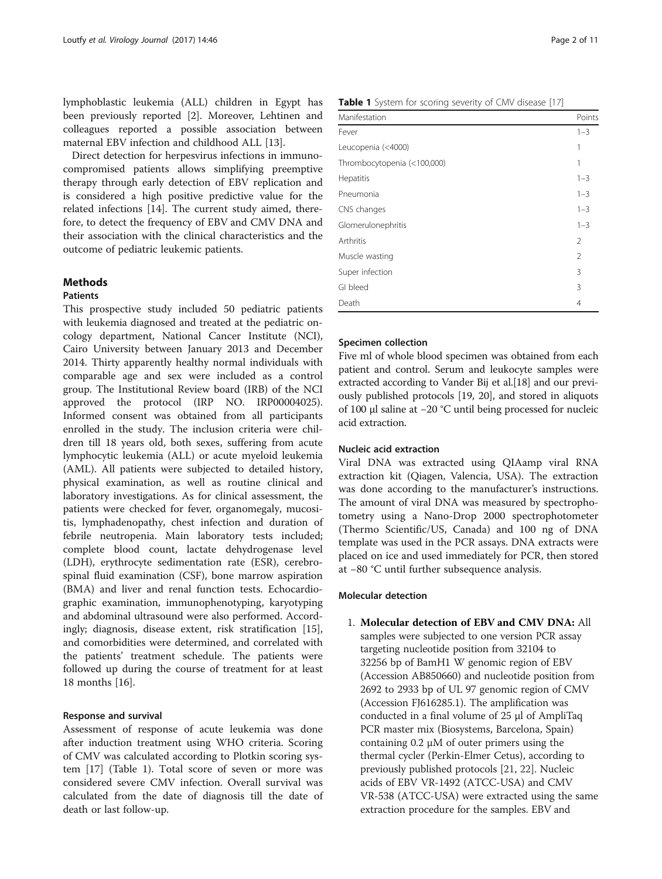lymphoblastic leukemia (ALL) children in Egypt has been previously reported [2]. Moreover, Lehtinen and colleagues reported a possible association between maternal EBV infection and childhood ALL [13].

Direct detection for herpesvirus infections in immunocompromised patients allows simplifying preemptive therapy through early detection of EBV replication and is considered a high positive predictive value for the related infections [14]. The current study aimed, therefore, to detect the frequency of EBV and CMV DNA and their association with the clinical characteristics and the outcome of pediatric leukemic patients.

## Methods

### Patients

This prospective study included 50 pediatric patients with leukemia diagnosed and treated at the pediatric oncology department, National Cancer Institute (NCI), Cairo University between January 2013 and December 2014. Thirty apparently healthy normal individuals with comparable age and sex were included as a control group. The Institutional Review board (IRB) of the NCI approved the protocol (IRP NO. IRP00004025). Informed consent was obtained from all participants enrolled in the study. The inclusion criteria were children till 18 years old, both sexes, suffering from acute lymphocytic leukemia (ALL) or acute myeloid leukemia (AML). All patients were subjected to detailed history, physical examination, as well as routine clinical and laboratory investigations. As for clinical assessment, the patients were checked for fever, organomegaly, mucositis, lymphadenopathy, chest infection and duration of febrile neutropenia. Main laboratory tests included; complete blood count, lactate dehydrogenase level (LDH), erythrocyte sedimentation rate (ESR), cerebrospinal fluid examination (CSF), bone marrow aspiration (BMA) and liver and renal function tests. Echocardiographic examination, immunophenotyping, karyotyping and abdominal ultrasound were also performed. Accordingly; diagnosis, disease extent, risk stratification [15], and comorbidities were determined, and correlated with the patients' treatment schedule. The patients were followed up during the course of treatment for at least 18 months [16].

### Response and survival

Assessment of response of acute leukemia was done after induction treatment using WHO criteria. Scoring of CMV was calculated according to Plotkin scoring system [17] (Table 1). Total score of seven or more was considered severe CMV infection. Overall survival was calculated from the date of diagnosis till the date of death or last follow-up.

**Table 1** System for scoring severity of CMV disease [17]

| Manifestation | Points |
|---|---|
| Fever | 1–3 |
| Leucopenia (<4000) | 1 |
| Thrombocytopenia (<100,000) | 1 |
| Hepatitis | 1–3 |
| Pneumonia | 1–3 |
| CNS changes | 1–3 |
| Glomerulonephritis | 1–3 |
| Arthritis | 2 |
| Muscle wasting | 2 |
| Super infection | 3 |
| GI bleed | 3 |
| Death | 4 |

### Specimen collection

Five ml of whole blood specimen was obtained from each patient and control. Serum and leukocyte samples were extracted according to Vander Bij et al.[18] and our previously published protocols [19, 20], and stored in aliquots of 100 μl saline at −20 °C until being processed for nucleic acid extraction.

### Nucleic acid extraction

Viral DNA was extracted using QIAamp viral RNA extraction kit (Qiagen, Valencia, USA). The extraction was done according to the manufacturer's instructions. The amount of viral DNA was measured by spectrophotometry using a Nano-Drop 2000 spectrophotometer (Thermo Scientific/US, Canada) and 100 ng of DNA template was used in the PCR assays. DNA extracts were placed on ice and used immediately for PCR, then stored at −80 °C until further subsequence analysis.

### Molecular detection

1. **Molecular detection of EBV and CMV DNA:** All samples were subjected to one version PCR assay targeting nucleotide position from 32104 to 32256 bp of BamH1 W genomic region of EBV (Accession AB850660) and nucleotide position from 2692 to 2933 bp of UL 97 genomic region of CMV (Accession FJ616285.1). The amplification was conducted in a final volume of 25 μl of AmpliTaq PCR master mix (Biosystems, Barcelona, Spain) containing 0.2 μM of outer primers using the thermal cycler (Perkin-Elmer Cetus), according to previously published protocols [21, 22]. Nucleic acids of EBV VR-1492 (ATCC-USA) and CMV VR-538 (ATCC-USA) were extracted using the same extraction procedure for the samples. EBV and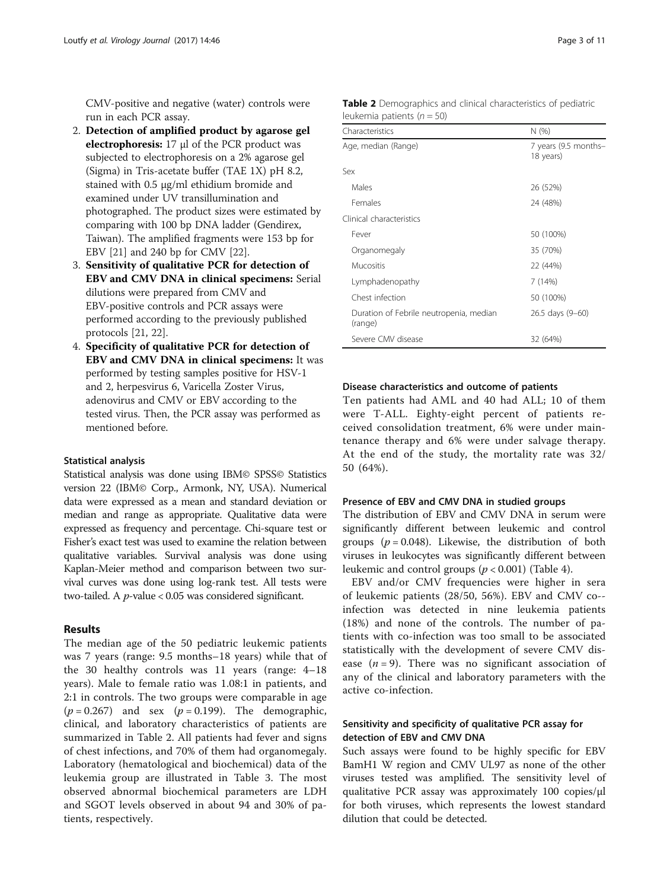CMV-positive and negative (water) controls were run in each PCR assay.

2. **Detection of amplified product by agarose gel electrophoresis:** 17 μl of the PCR product was subjected to electrophoresis on a 2% agarose gel (Sigma) in Tris-acetate buffer (TAE 1X) pH 8.2, stained with 0.5 μg/ml ethidium bromide and examined under UV transillumination and photographed. The product sizes were estimated by comparing with 100 bp DNA ladder (Gendirex, Taiwan). The amplified fragments were 153 bp for EBV [21] and 240 bp for CMV [22].
3. **Sensitivity of qualitative PCR for detection of EBV and CMV DNA in clinical specimens:** Serial dilutions were prepared from CMV and EBV-positive controls and PCR assays were performed according to the previously published protocols [21, 22].
4. **Specificity of qualitative PCR for detection of EBV and CMV DNA in clinical specimens:** It was performed by testing samples positive for HSV-1 and 2, herpesvirus 6, Varicella Zoster Virus, adenovirus and CMV or EBV according to the tested virus. Then, the PCR assay was performed as mentioned before.

### Statistical analysis

Statistical analysis was done using IBM© SPSS© Statistics version 22 (IBM© Corp., Armonk, NY, USA). Numerical data were expressed as a mean and standard deviation or median and range as appropriate. Qualitative data were expressed as frequency and percentage. Chi-square test or Fisher's exact test was used to examine the relation between qualitative variables. Survival analysis was done using Kaplan-Meier method and comparison between two survival curves was done using log-rank test. All tests were two-tailed. A $p$-value < 0.05 was considered significant.

## Results

The median age of the 50 pediatric leukemic patients was 7 years (range: 9.5 months–18 years) while that of the 30 healthy controls was 11 years (range: 4–18 years). Male to female ratio was 1.08:1 in patients, and 2:1 in controls. The two groups were comparable in age ($p = 0.267$) and sex ($p = 0.199$). The demographic, clinical, and laboratory characteristics of patients are summarized in Table 2. All patients had fever and signs of chest infections, and 70% of them had organomegaly. Laboratory (hematological and biochemical) data of the leukemia group are illustrated in Table 3. The most observed abnormal biochemical parameters are LDH and SGOT levels observed in about 94 and 30% of patients, respectively.

**Table 2** Demographics and clinical characteristics of pediatric leukemia patients ($n = 50$)

| Characteristics | N (%) |
|---|---|
| Age, median (Range) | 7 years (9.5 months–18 years) |
| Sex | |
| Males | 26 (52%) |
| Females | 24 (48%) |
| Clinical characteristics | |
| Fever | 50 (100%) |
| Organomegaly | 35 (70%) |
| Mucositis | 22 (44%) |
| Lymphadenopathy | 7 (14%) |
| Chest infection | 50 (100%) |
| Duration of Febrile neutropenia, median (range) | 26.5 days (9–60) |
| Severe CMV disease | 32 (64%) |

### Disease characteristics and outcome of patients

Ten patients had AML and 40 had ALL; 10 of them were T-ALL. Eighty-eight percent of patients received consolidation treatment, 6% were under maintenance therapy and 6% were under salvage therapy. At the end of the study, the mortality rate was 32/50 (64%).

### Presence of EBV and CMV DNA in studied groups

The distribution of EBV and CMV DNA in serum were significantly different between leukemic and control groups ($p = 0.048$). Likewise, the distribution of both viruses in leukocytes was significantly different between leukemic and control groups ($p < 0.001$) (Table 4).

EBV and/or CMV frequencies were higher in sera of leukemic patients (28/50, 56%). EBV and CMV co--infection was detected in nine leukemia patients (18%) and none of the controls. The number of patients with co-infection was too small to be associated statistically with the development of severe CMV disease ($n = 9$). There was no significant association of any of the clinical and laboratory parameters with the active co-infection.

### Sensitivity and specificity of qualitative PCR assay for detection of EBV and CMV DNA

Such assays were found to be highly specific for EBV BamH1 W region and CMV UL97 as none of the other viruses tested was amplified. The sensitivity level of qualitative PCR assay was approximately 100 copies/μl for both viruses, which represents the lowest standard dilution that could be detected.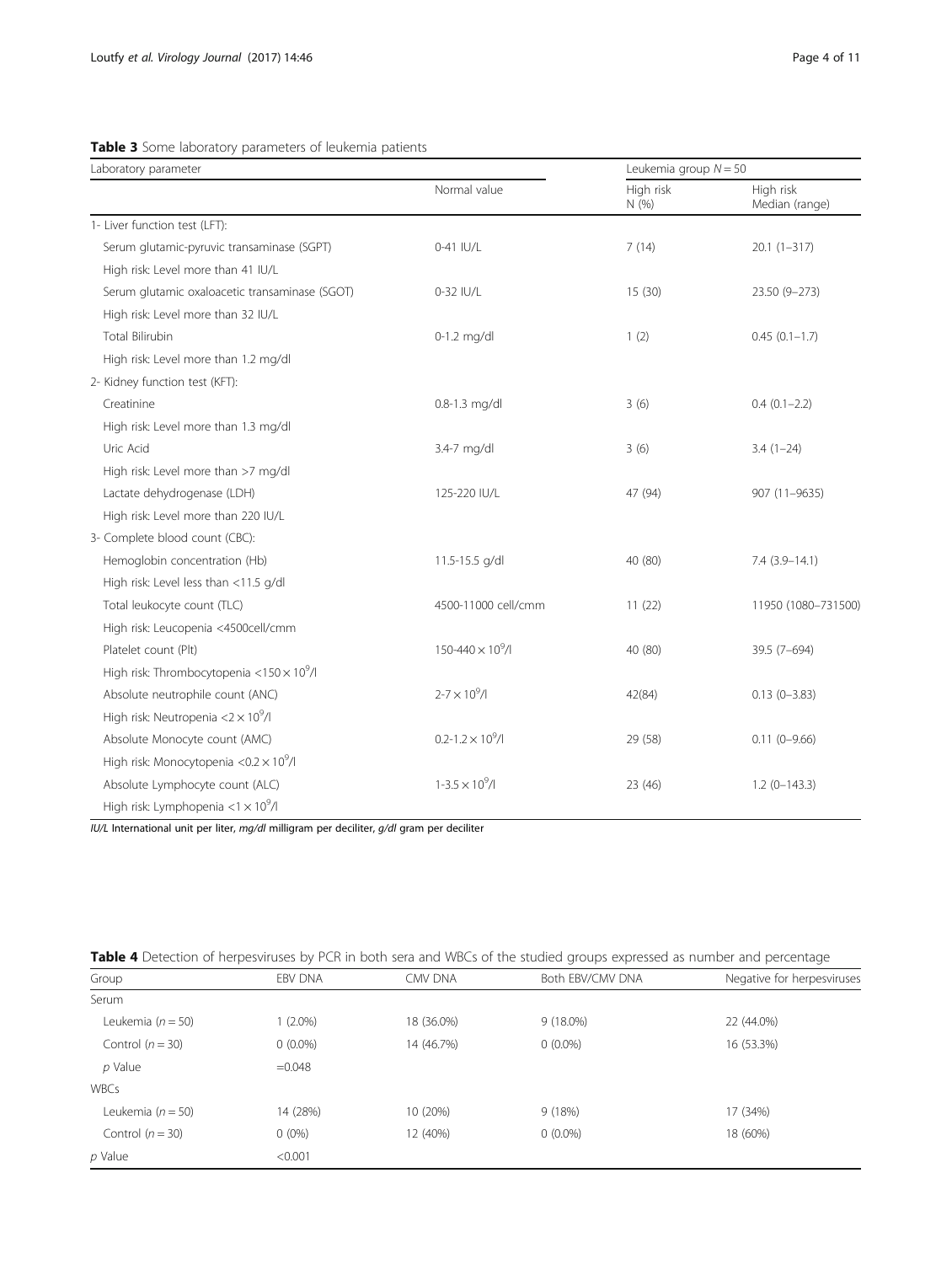**Table 3** Some laboratory parameters of leukemia patients

| Laboratory parameter | | Leukemia group $N = 50$ | |
|---|---|---|---|
| | Normal value | High risk N (%) | High risk Median (range) |
| 1- Liver function test (LFT): | | | |
| Serum glutamic-pyruvic transaminase (SGPT) | 0-41 IU/L | 7 (14) | 20.1 (1–317) |
| High risk: Level more than 41 IU/L | | | |
| Serum glutamic oxaloacetic transaminase (SGOT) | 0-32 IU/L | 15 (30) | 23.50 (9–273) |
| High risk: Level more than 32 IU/L | | | |
| Total Bilirubin | 0-1.2 mg/dl | 1 (2) | 0.45 (0.1–1.7) |
| High risk: Level more than 1.2 mg/dl | | | |
| 2- Kidney function test (KFT): | | | |
| Creatinine | 0.8-1.3 mg/dl | 3 (6) | 0.4 (0.1–2.2) |
| High risk: Level more than 1.3 mg/dl | | | |
| Uric Acid | 3.4-7 mg/dl | 3 (6) | 3.4 (1–24) |
| High risk: Level more than >7 mg/dl | | | |
| Lactate dehydrogenase (LDH) | 125-220 IU/L | 47 (94) | 907 (11–9635) |
| High risk: Level more than 220 IU/L | | | |
| 3- Complete blood count (CBC): | | | |
| Hemoglobin concentration (Hb) | 11.5-15.5 g/dl | 40 (80) | 7.4 (3.9–14.1) |
| High risk: Level less than <11.5 g/dl | | | |
| Total leukocyte count (TLC) | 4500-11000 cell/cmm | 11 (22) | 11950 (1080–731500) |
| High risk: Leucopenia <4500cell/cmm | | | |
| Platelet count (Plt) | 150-440 $\times 10^9$/l | 40 (80) | 39.5 (7–694) |
| High risk: Thrombocytopenia <150 $\times 10^9$/l | | | |
| Absolute neutrophile count (ANC) | 2-7 $\times 10^9$/l | 42(84) | 0.13 (0–3.83) |
| High risk: Neutropenia <2 $\times 10^9$/l | | | |
| Absolute Monocyte count (AMC) | 0.2-1.2 $\times 10^9$/l | 29 (58) | 0.11 (0–9.66) |
| High risk: Monocytopenia <0.2 $\times 10^9$/l | | | |
| Absolute Lymphocyte count (ALC) | 1-3.5 $\times 10^9$/l | 23 (46) | 1.2 (0–143.3) |
| High risk: Lymphopenia <1 $\times 10^9$/l | | | |

*IU/L* International unit per liter, *mg/dl* milligram per deciliter, *g/dl* gram per deciliter

**Table 4** Detection of herpesviruses by PCR in both sera and WBCs of the studied groups expressed as number and percentage

| Group | EBV DNA | CMV DNA | Both EBV/CMV DNA | Negative for herpesviruses |
|---|---|---|---|---|
| Serum | | | | |
| Leukemia ($n = 50$) | 1 (2.0%) | 18 (36.0%) | 9 (18.0%) | 22 (44.0%) |
| Control ($n = 30$) | 0 (0.0%) | 14 (46.7%) | 0 (0.0%) | 16 (53.3%) |
| *p* Value | =0.048 | | | |
| WBCs | | | | |
| Leukemia ($n = 50$) | 14 (28%) | 10 (20%) | 9 (18%) | 17 (34%) |
| Control ($n = 30$) | 0 (0%) | 12 (40%) | 0 (0.0%) | 18 (60%) |
| *p* Value | <0.001 | | | |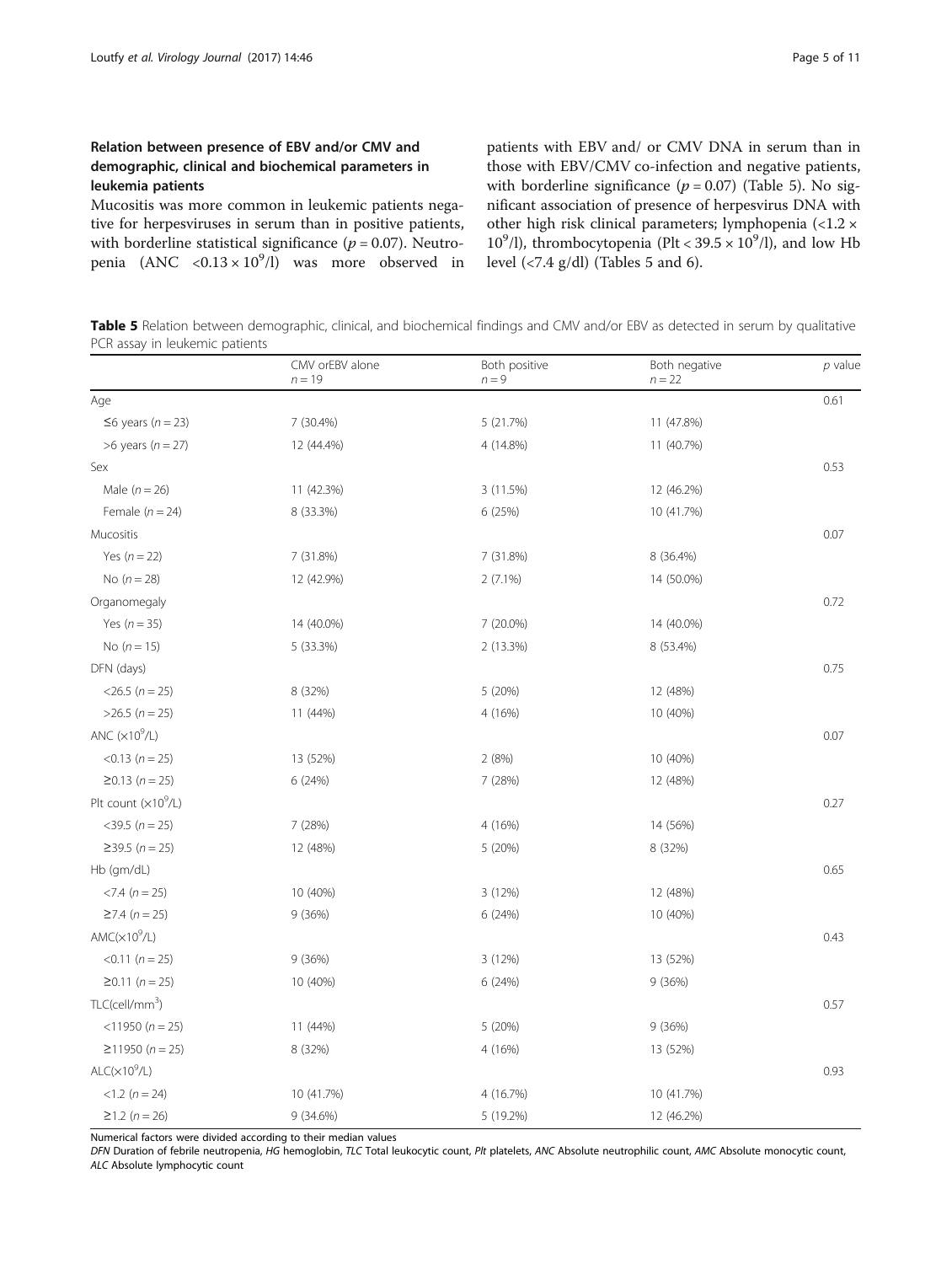### Relation between presence of EBV and/or CMV and demographic, clinical and biochemical parameters in leukemia patients

Mucositis was more common in leukemic patients negative for herpesviruses in serum than in positive patients, with borderline statistical significance ($p = 0.07$). Neutropenia (ANC $< 0.13 \times 10^9$/l) was more observed in patients with EBV and/ or CMV DNA in serum than in those with EBV/CMV co-infection and negative patients, with borderline significance ($p = 0.07$) (Table 5). No significant association of presence of herpesvirus DNA with other high risk clinical parameters; lymphopenia ($< 1.2 \times 10^9$/l), thrombocytopenia (Plt $< 39.5 \times 10^9$/l), and low Hb level ($< 7.4$ g/dl) (Tables 5 and 6).

**Table 5** Relation between demographic, clinical, and biochemical findings and CMV and/or EBV as detected in serum by qualitative PCR assay in leukemic patients

| | CMV orEBV alone $n = 19$ | Both positive $n = 9$ | Both negative $n = 22$ | *p* value |
|---|---|---|---|---|
| Age | | | | 0.61 |
| ≤6 years ($n = 23$) | 7 (30.4%) | 5 (21.7%) | 11 (47.8%) | |
| >6 years ($n = 27$) | 12 (44.4%) | 4 (14.8%) | 11 (40.7%) | |
| Sex | | | | 0.53 |
| Male ($n = 26$) | 11 (42.3%) | 3 (11.5%) | 12 (46.2%) | |
| Female ($n = 24$) | 8 (33.3%) | 6 (25%) | 10 (41.7%) | |
| Mucositis | | | | 0.07 |
| Yes ($n = 22$) | 7 (31.8%) | 7 (31.8%) | 8 (36.4%) | |
| No ($n = 28$) | 12 (42.9%) | 2 (7.1%) | 14 (50.0%) | |
| Organomegaly | | | | 0.72 |
| Yes ($n = 35$) | 14 (40.0%) | 7 (20.0%) | 14 (40.0%) | |
| No ($n = 15$) | 5 (33.3%) | 2 (13.3%) | 8 (53.4%) | |
| DFN (days) | | | | 0.75 |
| <26.5 ($n = 25$) | 8 (32%) | 5 (20%) | 12 (48%) | |
| >26.5 ($n = 25$) | 11 (44%) | 4 (16%) | 10 (40%) | |
| ANC ($\times 10^9$/L) | | | | 0.07 |
| <0.13 ($n = 25$) | 13 (52%) | 2 (8%) | 10 (40%) | |
| ≥0.13 ($n = 25$) | 6 (24%) | 7 (28%) | 12 (48%) | |
| Plt count ($\times 10^9$/L) | | | | 0.27 |
| <39.5 ($n = 25$) | 7 (28%) | 4 (16%) | 14 (56%) | |
| ≥39.5 ($n = 25$) | 12 (48%) | 5 (20%) | 8 (32%) | |
| Hb (gm/dL) | | | | 0.65 |
| <7.4 ($n = 25$) | 10 (40%) | 3 (12%) | 12 (48%) | |
| ≥7.4 ($n = 25$) | 9 (36%) | 6 (24%) | 10 (40%) | |
| AMC($\times 10^9$/L) | | | | 0.43 |
| <0.11 ($n = 25$) | 9 (36%) | 3 (12%) | 13 (52%) | |
| ≥0.11 ($n = 25$) | 10 (40%) | 6 (24%) | 9 (36%) | |
| TLC(cell/mm$^3$) | | | | 0.57 |
| <11950 ($n = 25$) | 11 (44%) | 5 (20%) | 9 (36%) | |
| ≥11950 ($n = 25$) | 8 (32%) | 4 (16%) | 13 (52%) | |
| ALC($\times 10^9$/L) | | | | 0.93 |
| <1.2 ($n = 24$) | 10 (41.7%) | 4 (16.7%) | 10 (41.7%) | |
| ≥1.2 ($n = 26$) | 9 (34.6%) | 5 (19.2%) | 12 (46.2%) | |

Numerical factors were divided according to their median values

*DFN* Duration of febrile neutropenia, *HG* hemoglobin, *TLC* Total leukocytic count, *Plt* platelets, *ANC* Absolute neutrophilic count, *AMC* Absolute monocytic count, *ALC* Absolute lymphocytic count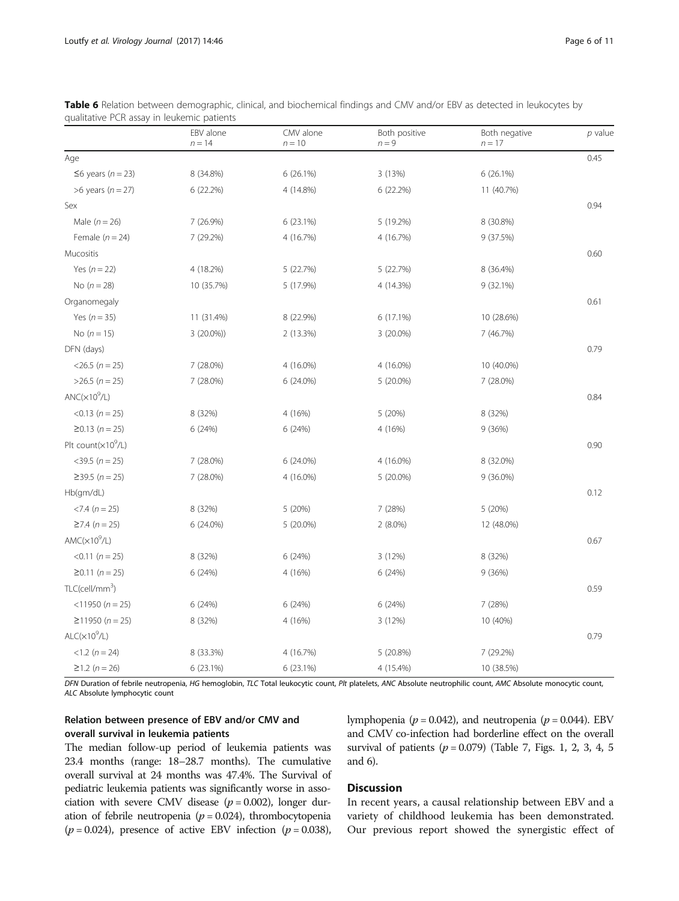**Table 6** Relation between demographic, clinical, and biochemical findings and CMV and/or EBV as detected in leukocytes by qualitative PCR assay in leukemic patients

| | EBV alone $n = 14$ | CMV alone $n = 10$ | Both positive $n = 9$ | Both negative $n = 17$ | *p* value |
|---|---|---|---|---|---|
| Age | | | | | 0.45 |
| ≤6 years ($n = 23$) | 8 (34.8%) | 6 (26.1%) | 3 (13%) | 6 (26.1%) | |
| >6 years ($n = 27$) | 6 (22.2%) | 4 (14.8%) | 6 (22.2%) | 11 (40.7%) | |
| Sex | | | | | 0.94 |
| Male ($n = 26$) | 7 (26.9%) | 6 (23.1%) | 5 (19.2%) | 8 (30.8%) | |
| Female ($n = 24$) | 7 (29.2%) | 4 (16.7%) | 4 (16.7%) | 9 (37.5%) | |
| Mucositis | | | | | 0.60 |
| Yes ($n = 22$) | 4 (18.2%) | 5 (22.7%) | 5 (22.7%) | 8 (36.4%) | |
| No ($n = 28$) | 10 (35.7%) | 5 (17.9%) | 4 (14.3%) | 9 (32.1%) | |
| Organomegaly | | | | | 0.61 |
| Yes ($n = 35$) | 11 (31.4%) | 8 (22.9%) | 6 (17.1%) | 10 (28.6%) | |
| No ($n = 15$) | 3 (20.0%)) | 2 (13.3%) | 3 (20.0%) | 7 (46.7%) | |
| DFN (days) | | | | | 0.79 |
| <26.5 ($n = 25$) | 7 (28.0%) | 4 (16.0%) | 4 (16.0%) | 10 (40.0%) | |
| >26.5 ($n = 25$) | 7 (28.0%) | 6 (24.0%) | 5 (20.0%) | 7 (28.0%) | |
| ANC($\times 10^9$/L) | | | | | 0.84 |
| <0.13 ($n = 25$) | 8 (32%) | 4 (16%) | 5 (20%) | 8 (32%) | |
| ≥0.13 ($n = 25$) | 6 (24%) | 6 (24%) | 4 (16%) | 9 (36%) | |
| Plt count($\times 10^9$/L) | | | | | 0.90 |
| <39.5 ($n = 25$) | 7 (28.0%) | 6 (24.0%) | 4 (16.0%) | 8 (32.0%) | |
| ≥39.5 ($n = 25$) | 7 (28.0%) | 4 (16.0%) | 5 (20.0%) | 9 (36.0%) | |
| Hb(gm/dL) | | | | | 0.12 |
| <7.4 ($n = 25$) | 8 (32%) | 5 (20%) | 7 (28%) | 5 (20%) | |
| ≥7.4 ($n = 25$) | 6 (24.0%) | 5 (20.0%) | 2 (8.0%) | 12 (48.0%) | |
| AMC($\times 10^9$/L) | | | | | 0.67 |
| <0.11 ($n = 25$) | 8 (32%) | 6 (24%) | 3 (12%) | 8 (32%) | |
| ≥0.11 ($n = 25$) | 6 (24%) | 4 (16%) | 6 (24%) | 9 (36%) | |
| TLC(cell/mm$^3$) | | | | | 0.59 |
| <11950 ($n = 25$) | 6 (24%) | 6 (24%) | 6 (24%) | 7 (28%) | |
| ≥11950 ($n = 25$) | 8 (32%) | 4 (16%) | 3 (12%) | 10 (40%) | |
| ALC($\times 10^9$/L) | | | | | 0.79 |
| <1.2 ($n = 24$) | 8 (33.3%) | 4 (16.7%) | 5 (20.8%) | 7 (29.2%) | |
| ≥1.2 ($n = 26$) | 6 (23.1%) | 6 (23.1%) | 4 (15.4%) | 10 (38.5%) | |

*DFN* Duration of febrile neutropenia, *HG* hemoglobin, *TLC* Total leukocytic count, *Plt* platelets, *ANC* Absolute neutrophilic count, *AMC* Absolute monocytic count, *ALC* Absolute lymphocytic count

### Relation between presence of EBV and/or CMV and overall survival in leukemia patients

The median follow-up period of leukemia patients was 23.4 months (range: 18–28.7 months). The cumulative overall survival at 24 months was 47.4%. The Survival of pediatric leukemia patients was significantly worse in association with severe CMV disease ($p = 0.002$), longer duration of febrile neutropenia ($p = 0.024$), thrombocytopenia ($p = 0.024$), presence of active EBV infection ($p = 0.038$), lymphopenia ($p = 0.042$), and neutropenia ($p = 0.044$). EBV and CMV co-infection had borderline effect on the overall survival of patients ($p = 0.079$) (Table 7, Figs. 1, 2, 3, 4, 5 and 6).

## Discussion

In recent years, a causal relationship between EBV and a variety of childhood leukemia has been demonstrated. Our previous report showed the synergistic effect of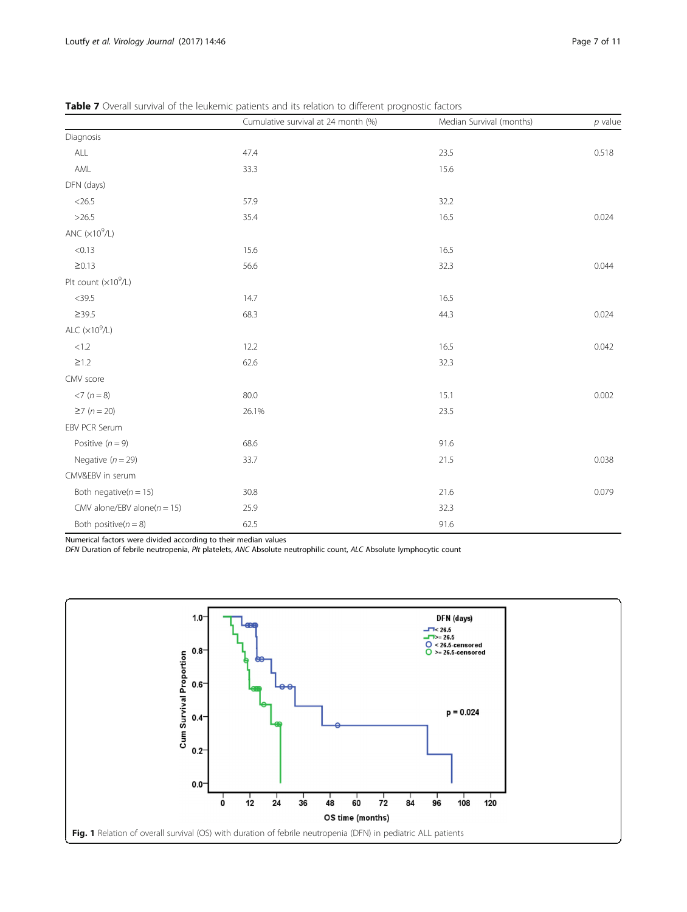**Table 7** Overall survival of the leukemic patients and its relation to different prognostic factors

| | Cumulative survival at 24 month (%) | Median Survival (months) | *p* value |
|---|---|---|---|
| Diagnosis | | | |
| ALL | 47.4 | 23.5 | 0.518 |
| AML | 33.3 | 15.6 | |
| DFN (days) | | | |
| <26.5 | 57.9 | 32.2 | |
| >26.5 | 35.4 | 16.5 | 0.024 |
| ANC ($\times 10^9$/L) | | | |
| <0.13 | 15.6 | 16.5 | |
| ≥0.13 | 56.6 | 32.3 | 0.044 |
| Plt count ($\times 10^9$/L) | | | |
| <39.5 | 14.7 | 16.5 | |
| ≥39.5 | 68.3 | 44.3 | 0.024 |
| ALC ($\times 10^9$/L) | | | |
| <1.2 | 12.2 | 16.5 | 0.042 |
| ≥1.2 | 62.6 | 32.3 | |
| CMV score | | | |
| <7 (*n* = 8) | 80.0 | 15.1 | 0.002 |
| ≥7 (*n* = 20) | 26.1% | 23.5 | |
| EBV PCR Serum | | | |
| Positive (*n* = 9) | 68.6 | 91.6 | |
| Negative (*n* = 29) | 33.7 | 21.5 | 0.038 |
| CMV&EBV in serum | | | |
| Both negative(*n* = 15) | 30.8 | 21.6 | 0.079 |
| CMV alone/EBV alone(*n* = 15) | 25.9 | 32.3 | |
| Both positive(*n* = 8) | 62.5 | 91.6 | |

Numerical factors were divided according to their median values
*DFN* Duration of febrile neutropenia, *Plt* platelets, *ANC* Absolute neutrophilic count, *ALC* Absolute lymphocytic count

**Fig. 1** Relation of overall survival (OS) with duration of febrile neutropenia (DFN) in pediatric ALL patients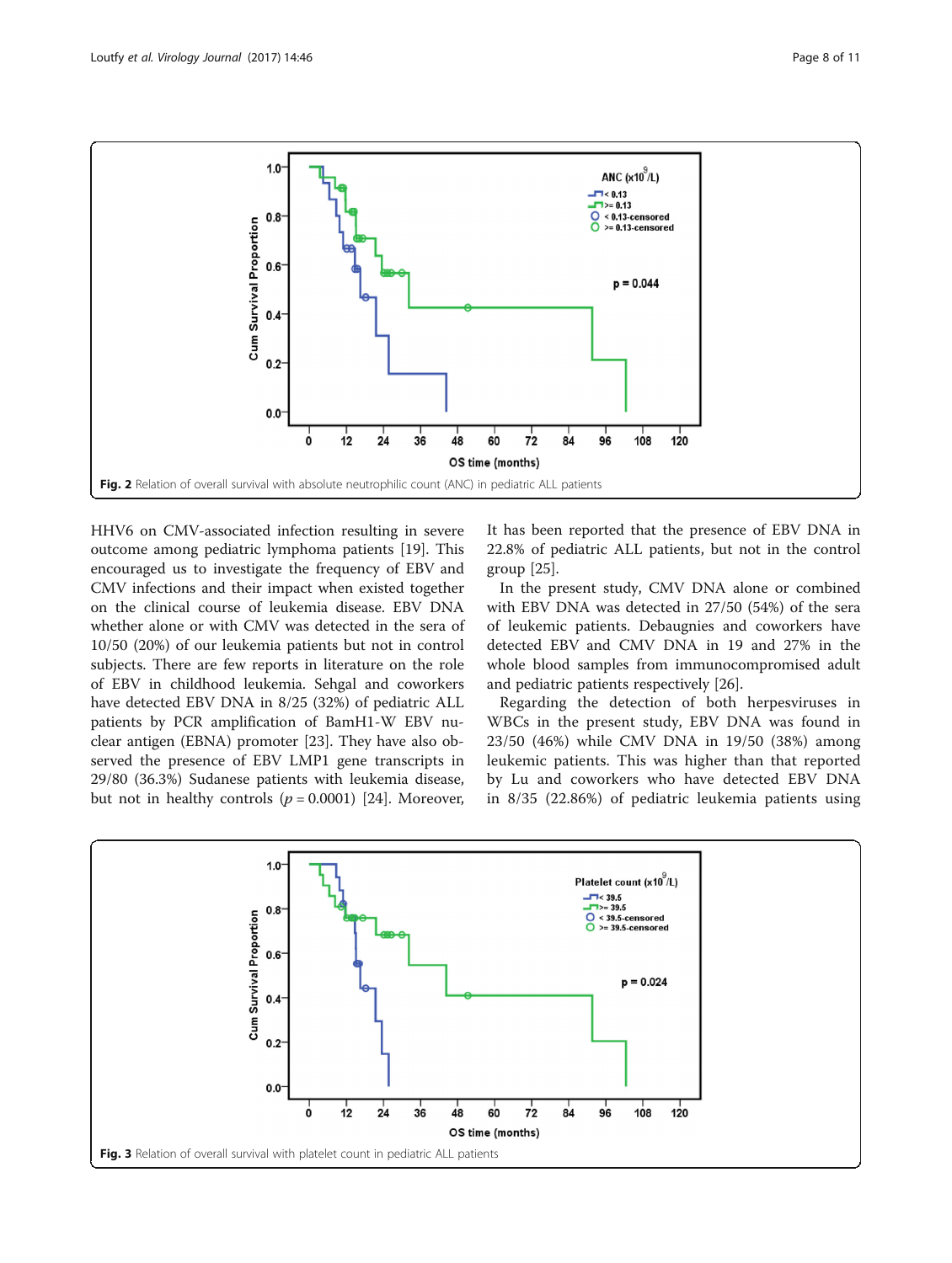Fig. 2 Relation of overall survival with absolute neutrophilic count (ANC) in pediatric ALL patients

HHV6 on CMV-associated infection resulting in severe outcome among pediatric lymphoma patients [19]. This encouraged us to investigate the frequency of EBV and CMV infections and their impact when existed together on the clinical course of leukemia disease. EBV DNA whether alone or with CMV was detected in the sera of 10/50 (20%) of our leukemia patients but not in control subjects. There are few reports in literature on the role of EBV in childhood leukemia. Sehgal and coworkers have detected EBV DNA in 8/25 (32%) of pediatric ALL patients by PCR amplification of BamH1-W EBV nuclear antigen (EBNA) promoter [23]. They have also observed the presence of EBV LMP1 gene transcripts in 29/80 (36.3%) Sudanese patients with leukemia disease, but not in healthy controls ($p = 0.0001$) [24]. Moreover, It has been reported that the presence of EBV DNA in 22.8% of pediatric ALL patients, but not in the control group [25].

In the present study, CMV DNA alone or combined with EBV DNA was detected in 27/50 (54%) of the sera of leukemic patients. Debaugnies and coworkers have detected EBV and CMV DNA in 19 and 27% in the whole blood samples from immunocompromised adult and pediatric patients respectively [26].

Regarding the detection of both herpesviruses in WBCs in the present study, EBV DNA was found in 23/50 (46%) while CMV DNA in 19/50 (38%) among leukemic patients. This was higher than that reported by Lu and coworkers who have detected EBV DNA in 8/35 (22.86%) of pediatric leukemia patients using

Fig. 3 Relation of overall survival with platelet count in pediatric ALL patients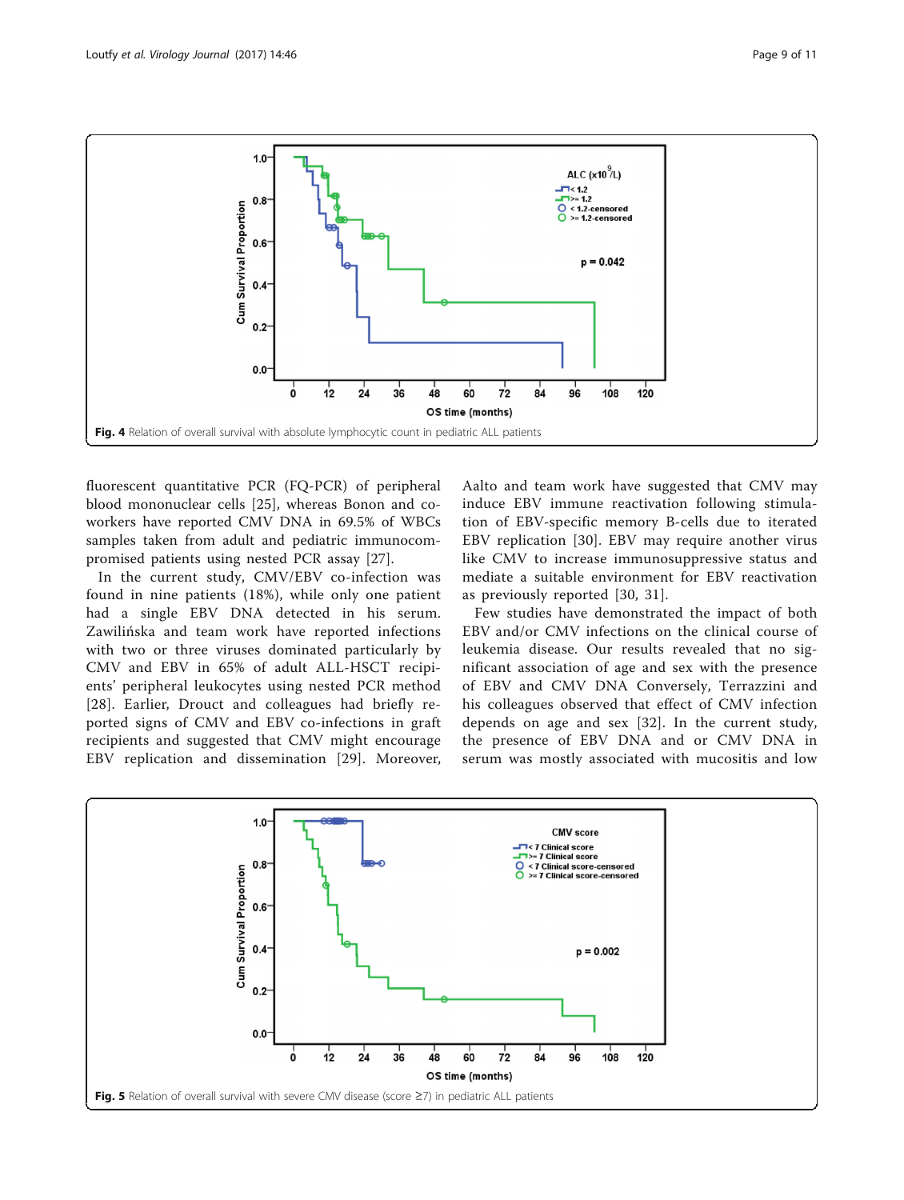Fig. 4 Relation of overall survival with absolute lymphocytic count in pediatric ALL patients

fluorescent quantitative PCR (FQ-PCR) of peripheral blood mononuclear cells [25], whereas Bonon and coworkers have reported CMV DNA in 69.5% of WBCs samples taken from adult and pediatric immunocompromised patients using nested PCR assay [27].

In the current study, CMV/EBV co-infection was found in nine patients (18%), while only one patient had a single EBV DNA detected in his serum. Zawilińska and team work have reported infections with two or three viruses dominated particularly by CMV and EBV in 65% of adult ALL-HSCT recipients' peripheral leukocytes using nested PCR method [28]. Earlier, Drouct and colleagues had briefly reported signs of CMV and EBV co-infections in graft recipients and suggested that CMV might encourage EBV replication and dissemination [29]. Moreover, Aalto and team work have suggested that CMV may induce EBV immune reactivation following stimulation of EBV-specific memory B-cells due to iterated EBV replication [30]. EBV may require another virus like CMV to increase immunosuppressive status and mediate a suitable environment for EBV reactivation as previously reported [30, 31].

Few studies have demonstrated the impact of both EBV and/or CMV infections on the clinical course of leukemia disease. Our results revealed that no significant association of age and sex with the presence of EBV and CMV DNA Conversely, Terrazzini and his colleagues observed that effect of CMV infection depends on age and sex [32]. In the current study, the presence of EBV DNA and or CMV DNA in serum was mostly associated with mucositis and low

Fig. 5 Relation of overall survival with severe CMV disease (score ≥7) in pediatric ALL patients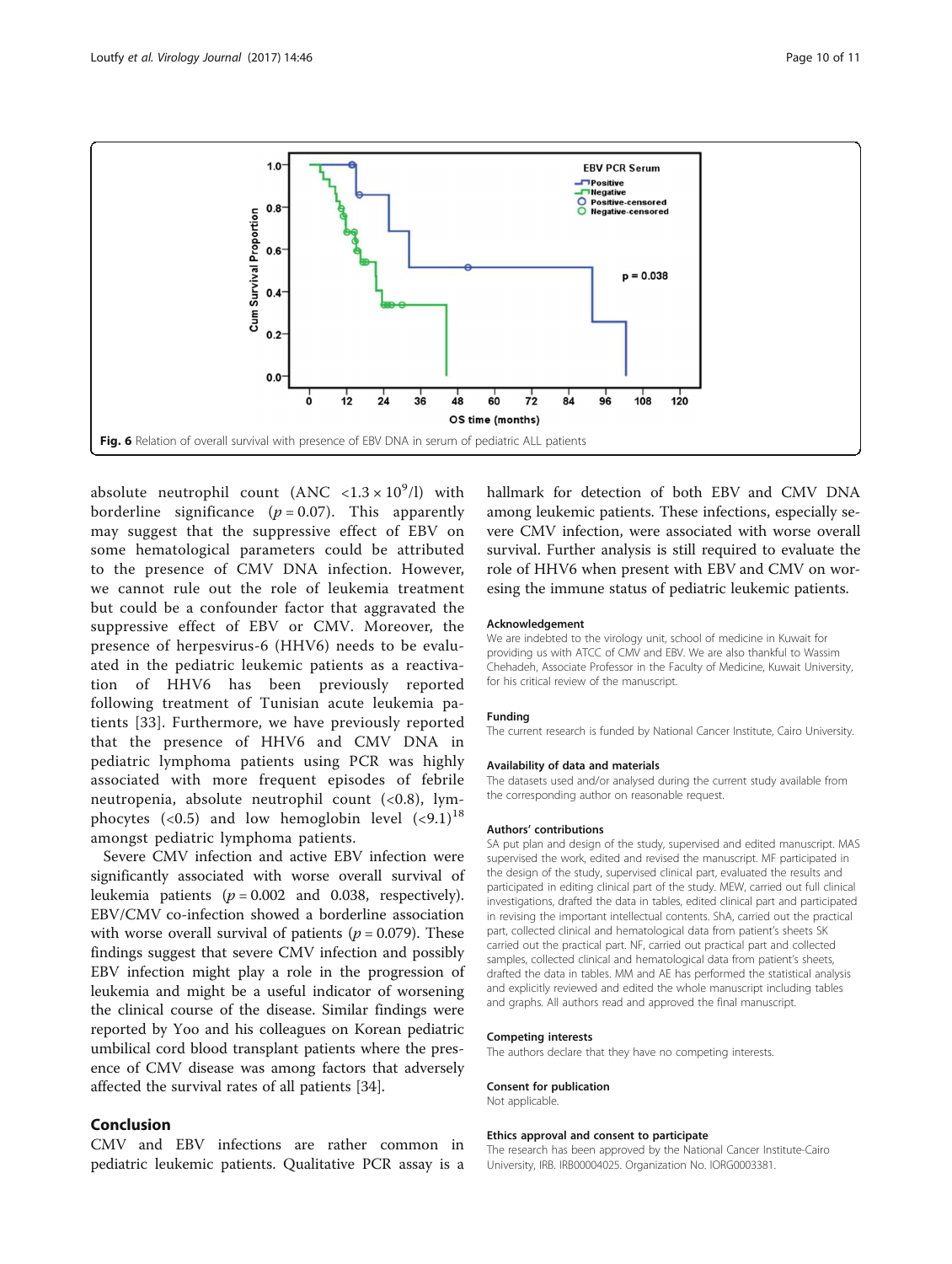Fig. 6 Relation of overall survival with presence of EBV DNA in serum of pediatric ALL patients

absolute neutrophil count (ANC $<1.3 \times 10^9$/l) with borderline significance ($p = 0.07$). This apparently may suggest that the suppressive effect of EBV on some hematological parameters could be attributed to the presence of CMV DNA infection. However, we cannot rule out the role of leukemia treatment but could be a confounder factor that aggravated the suppressive effect of EBV or CMV. Moreover, the presence of herpesvirus-6 (HHV6) needs to be evaluated in the pediatric leukemic patients as a reactivation of HHV6 has been previously reported following treatment of Tunisian acute leukemia patients [33]. Furthermore, we have previously reported that the presence of HHV6 and CMV DNA in pediatric lymphoma patients using PCR was highly associated with more frequent episodes of febrile neutropenia, absolute neutrophil count (<0.8), lymphocytes (<0.5) and low hemoglobin level (<9.1)[18] amongst pediatric lymphoma patients.

Severe CMV infection and active EBV infection were significantly associated with worse overall survival of leukemia patients ($p = 0.002$ and 0.038, respectively). EBV/CMV co-infection showed a borderline association with worse overall survival of patients ($p = 0.079$). These findings suggest that severe CMV infection and possibly EBV infection might play a role in the progression of leukemia and might be a useful indicator of worsening the clinical course of the disease. Similar findings were reported by Yoo and his colleagues on Korean pediatric umbilical cord blood transplant patients where the presence of CMV disease was among factors that adversely affected the survival rates of all patients [34].

## Conclusion

CMV and EBV infections are rather common in pediatric leukemic patients. Qualitative PCR assay is a hallmark for detection of both EBV and CMV DNA among leukemic patients. These infections, especially severe CMV infection, were associated with worse overall survival. Further analysis is still required to evaluate the role of HHV6 when present with EBV and CMV on worsening the immune status of pediatric leukemic patients.

### Acknowledgement

We are indebted to the virology unit, school of medicine in Kuwait for providing us with ATCC of CMV and EBV. We are also thankful to Wassim Chehadeh, Associate Professor in the Faculty of Medicine, Kuwait University, for his critical review of the manuscript.

### Funding

The current research is funded by National Cancer Institute, Cairo University.

### Availability of data and materials

The datasets used and/or analysed during the current study available from the corresponding author on reasonable request.

### Authors' contributions

SA put plan and design of the study, supervised and edited manuscript. MAS supervised the work, edited and revised the manuscript. MF participated in the design of the study, supervised clinical part, evaluated the results and participated in editing clinical part of the study. MEW, carried out full clinical investigations, drafted the data in tables, edited clinical part and participated in revising the important intellectual contents. ShA, carried out the practical part, collected clinical and hematological data from patient's sheets SK carried out the practical part. NF, carried out practical part and collected samples, collected clinical and hematological data from patient's sheets, drafted the data in tables. MM and AE has performed the statistical analysis and explicitly reviewed and edited the whole manuscript including tables and graphs. All authors read and approved the final manuscript.

### Competing interests

The authors declare that they have no competing interests.

### Consent for publication

Not applicable.

### Ethics approval and consent to participate

The research has been approved by the National Cancer Institute-Cairo University, IRB. IRB00004025. Organization No. IORG0003381.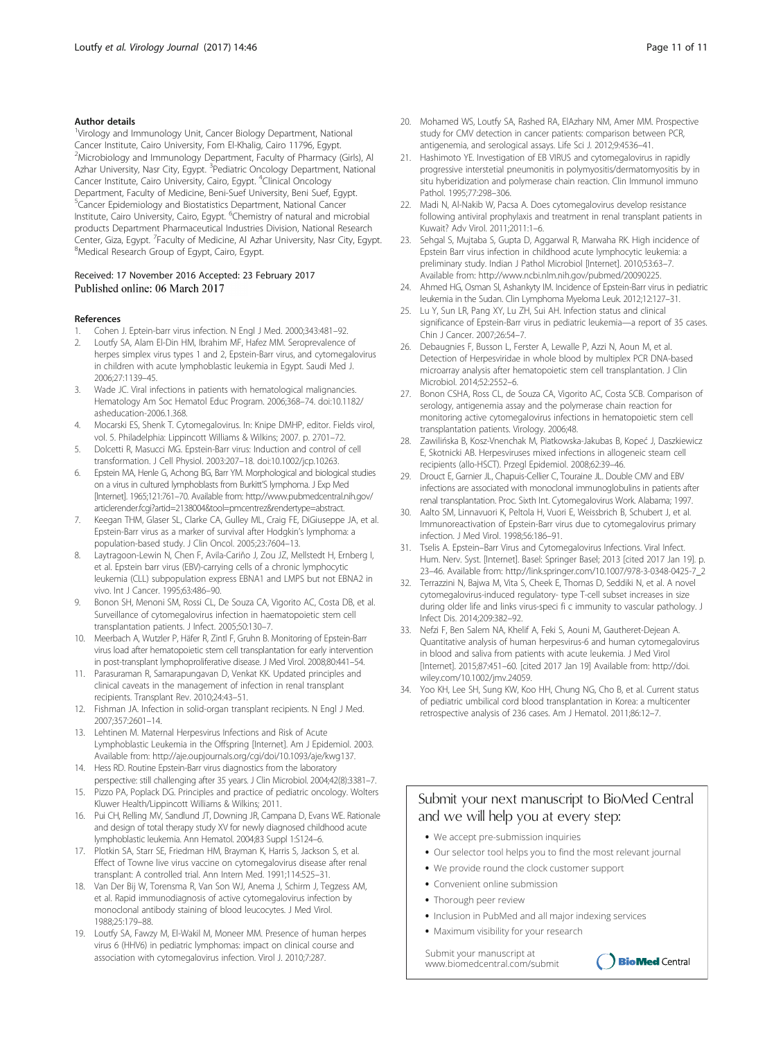### Author details

[1]Virology and Immunology Unit, Cancer Biology Department, National Cancer Institute, Cairo University, Fom El-Khalig, Cairo 11796, Egypt. [2]Microbiology and Immunology Department, Faculty of Pharmacy (Girls), Al Azhar University, Nasr City, Egypt. [3]Pediatric Oncology Department, National Cancer Institute, Cairo University, Cairo, Egypt. [4]Clinical Oncology Department, Faculty of Medicine, Beni-Suef University, Beni Suef, Egypt. [5]Cancer Epidemiology and Biostatistics Department, National Cancer Institute, Cairo University, Cairo, Egypt. [6]Chemistry of natural and microbial products Department Pharmaceutical Industries Division, National Research Center, Giza, Egypt. [7]Faculty of Medicine, Al Azhar University, Nasr City, Egypt. [8]Medical Research Group of Egypt, Cairo, Egypt.

Received: 17 November 2016 Accepted: 23 February 2017
Published online: 06 March 2017

### References

1. Cohen J. Eptein-barr virus infection. N Engl J Med. 2000;343:481–92.
2. Loutfy SA, Alam El-Din HM, Ibrahim MF, Hafez MM. Seroprevalence of herpes simplex virus types 1 and 2, Epstein-Barr virus, and cytomegalovirus in children with acute lymphoblastic leukemia in Egypt. Saudi Med J. 2006;27:1139–45.
3. Wade JC. Viral infections in patients with hematological malignancies. Hematology Am Soc Hematol Educ Program. 2006;368–74. doi:10.1182/asheducation-2006.1.368.
4. Mocarski ES, Shenk T. Cytomegalovirus. In: Knipe DMHP, editor. Fields virol, vol. 5. Philadelphia: Lippincott Williams & Wilkins; 2007. p. 2701–72.
5. Dolcetti R, Masucci MG. Epstein-Barr virus: Induction and control of cell transformation. J Cell Physiol. 2003:207–18. doi:10.1002/jcp.10263.
6. Epstein MA, Henle G, Achong BG, Barr YM. Morphological and biological studies on a virus in cultured lymphoblasts from Burkitt'S lymphoma. J Exp Med [Internet]. 1965;121:761–70. Available from: http://www.pubmedcentral.nih.gov/articlerender.fcgi?artid=2138004&tool=pmcentrez&rendertype=abstract.
7. Keegan THM, Glaser SL, Clarke CA, Gulley ML, Craig FE, DiGiuseppe JA, et al. Epstein-Barr virus as a marker of survival after Hodgkin's lymphoma: a population-based study. J Clin Oncol. 2005;23:7604–13.
8. Laytragoon-Lewin N, Chen F, Avila-Cariño J, Zou JZ, Mellstedt H, Ernberg I, et al. Epstein barr virus (EBV)-carrying cells of a chronic lymphocytic leukemia (CLL) subpopulation express EBNA1 and LMPS but not EBNA2 in vivo. Int J Cancer. 1995;63:486–90.
9. Bonon SH, Menoni SM, Rossi CL, De Souza CA, Vigorito AC, Costa DB, et al. Surveillance of cytomegalovirus infection in haematopoietic stem cell transplantation patients. J Infect. 2005;50:130–7.
10. Meerbach A, Wutzler P, Häfer R, Zintl F, Gruhn B. Monitoring of Epstein-Barr virus load after hematopoietic stem cell transplantation for early intervention in post-transplant lymphoproliferative disease. J Med Virol. 2008;80:441–54.
11. Parasuraman R, Samarapungavan D, Venkat KK. Updated principles and clinical caveats in the management of infection in renal transplant recipients. Transplant Rev. 2010;24:43–51.
12. Fishman JA. Infection in solid-organ transplant recipients. N Engl J Med. 2007;357:2601–14.
13. Lehtinen M. Maternal Herpesvirus Infections and Risk of Acute Lymphoblastic Leukemia in the Offspring [Internet]. Am J Epidemiol. 2003. Available from: http://aje.oupjournals.org/cgi/doi/10.1093/aje/kwg137.
14. Hess RD. Routine Epstein-Barr virus diagnostics from the laboratory perspective: still challenging after 35 years. J Clin Microbiol. 2004;42(8):3381–7.
15. Pizzo PA, Poplack DG. Principles and practice of pediatric oncology. Wolters Kluwer Health/Lippincott Williams & Wilkins; 2011.
16. Pui CH, Relling MV, Sandlund JT, Downing JR, Campana D, Evans WE. Rationale and design of total therapy study XV for newly diagnosed childhood acute lymphoblastic leukemia. Ann Hematol. 2004;83 Suppl 1:S124–6.
17. Plotkin SA, Starr SE, Friedman HM, Brayman K, Harris S, Jackson S, et al. Effect of Towne live virus vaccine on cytomegalovirus disease after renal transplant: A controlled trial. Ann Intern Med. 1991;114:525–31.
18. Van Der Bij W, Torensma R, Van Son WJ, Anema J, Schirm J, Tegzess AM, et al. Rapid immunodiagnosis of active cytomegalovirus infection by monoclonal antibody staining of blood leucocytes. J Med Virol. 1988;25:179–88.
19. Loutfy SA, Fawzy M, El-Wakil M, Moneer MM. Presence of human herpes virus 6 (HHV6) in pediatric lymphomas: impact on clinical course and association with cytomegalovirus infection. Virol J. 2010;7:287.
20. Mohamed WS, Loutfy SA, Rashed RA, ElAzhary NM, Amer MM. Prospective study for CMV detection in cancer patients: comparison between PCR, antigenemia, and serological assays. Life Sci J. 2012;9:4536–41.
21. Hashimoto YE. Investigation of EB VIRUS and cytomegalovirus in rapidly progressive interstitial pneumonitis in polymyositis/dermatomyositis by in situ hyberidization and polymerase chain reaction. Clin Immunol immuno Pathol. 1995;77:298–306.
22. Madi N, Al-Nakib W, Pacsa A. Does cytomegalovirus develop resistance following antiviral prophylaxis and treatment in renal transplant patients in Kuwait? Adv Virol. 2011;2011:1–6.
23. Sehgal S, Mujtaba S, Gupta D, Aggarwal R, Marwaha RK. High incidence of Epstein Barr virus infection in childhood acute lymphocytic leukemia: a preliminary study. Indian J Pathol Microbiol [Internet]. 2010;53:63–7. Available from: http://www.ncbi.nlm.nih.gov/pubmed/20090225.
24. Ahmed HG, Osman SI, Ashankyty IM. Incidence of Epstein-Barr virus in pediatric leukemia in the Sudan. Clin Lymphoma Myeloma Leuk. 2012;12:127–31.
25. Lu Y, Sun LR, Pang XY, Lu ZH, Sui AH. Infection status and clinical significance of Epstein-Barr virus in pediatric leukemia—a report of 35 cases. Chin J Cancer. 2007;26:54–7.
26. Debaugnies F, Busson L, Ferster A, Lewalle P, Azzi N, Aoun M, et al. Detection of Herpesviridae in whole blood by multiplex PCR DNA-based microarray analysis after hematopoietic stem cell transplantation. J Clin Microbiol. 2014;52:2552–6.
27. Bonon CSHA, Ross CL, de Souza CA, Vigorito AC, Costa SCB. Comparison of serology, antigenemia assay and the polymerase chain reaction for monitoring active cytomegalovirus infections in hematopoietic stem cell transplantation patients. Virology. 2006;48.
28. Zawilińska B, Kosz-Vnenchak M, Piatkowska-Jakubas B, Kopeć J, Daszkiewicz E, Skotnicki AB. Herpesviruses mixed infections in allogeneic steam cell recipients (allo-HSCT). Przegl Epidemiol. 2008;62:39–46.
29. Drouct E, Garnier JL, Chapuis-Cellier C, Touraine JL. Double CMV and EBV infections are associated with monoclonal immunoglobulins in patients after renal transplantation. Proc. Sixth Int. Cytomegalovirus Work. Alabama; 1997.
30. Aalto SM, Linnavuori K, Peltola H, Vuori E, Weissbrich B, Schubert J, et al. Immunoreactivation of Epstein-Barr virus due to cytomegalovirus primary infection. J Med Virol. 1998;56:186–91.
31. Tselis A. Epstein–Barr Virus and Cytomegalovirus Infections. Viral Infect. Hum. Nerv. Syst. [Internet]. Basel: Springer Basel; 2013 [cited 2017 Jan 19]. p. 23–46. Available from: http://link.springer.com/10.1007/978-3-0348-0425-7_2
32. Terrazzini N, Bajwa M, Vita S, Cheek E, Thomas D, Seddiki N, et al. A novel cytomegalovirus-induced regulatory- type T-cell subset increases in size during older life and links virus-speci fi c immunity to vascular pathology. J Infect Dis. 2014;209:382–92.
33. Nefzi F, Ben Salem NA, Khelif A, Feki S, Aouni M, Gautheret-Dejean A. Quantitative analysis of human herpesvirus-6 and human cytomegalovirus in blood and saliva from patients with acute leukemia. J Med Virol [Internet]. 2015;87:451–60. [cited 2017 Jan 19] Available from: http://doi.wiley.com/10.1002/jmv.24059.
34. Yoo KH, Lee SH, Sung KW, Koo HH, Chung NG, Cho B, et al. Current status of pediatric umbilical cord blood transplantation in Korea: a multicenter retrospective analysis of 236 cases. Am J Hematol. 2011;86:12–7.

Submit your next manuscript to BioMed Central and we will help you at every step:

- We accept pre-submission inquiries
- Our selector tool helps you to find the most relevant journal
- We provide round the clock customer support
- Convenient online submission
- Thorough peer review
- Inclusion in PubMed and all major indexing services
- Maximum visibility for your research

Submit your manuscript at
www.biomedcentral.com/submit

BioMed Central